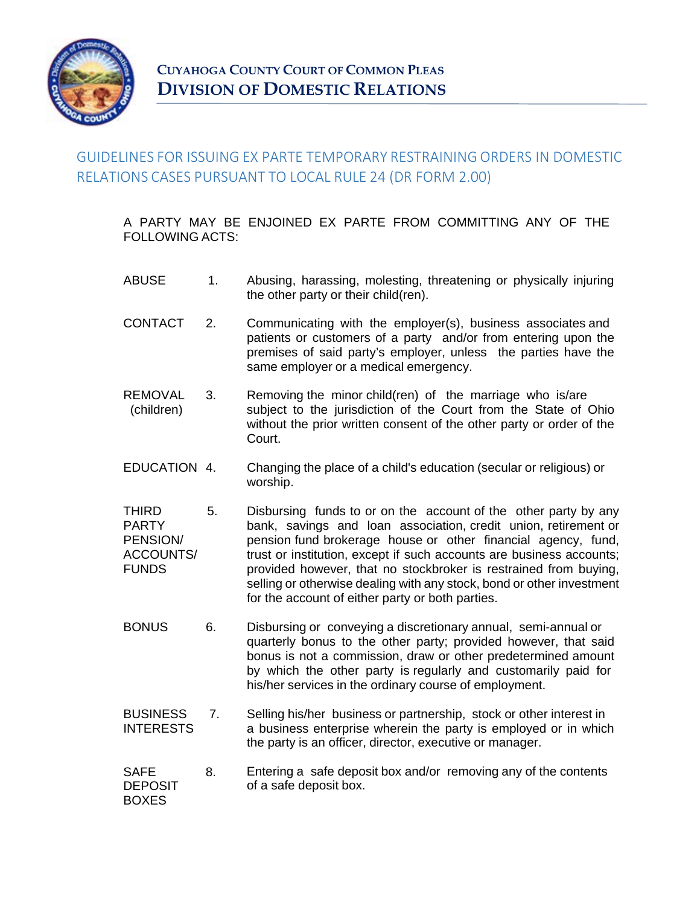# CUYAHOGA COUNTY COURT OF COMMON PLEAS
# DIVISION OF DOMESTIC RELATIONS

## GUIDELINES FOR ISSUING EX PARTE TEMPORARY RESTRAINING ORDERS IN DOMESTIC RELATIONS CASES PURSUANT TO LOCAL RULE 24 (DR FORM 2.00)

A PARTY MAY BE ENJOINED EX PARTE FROM COMMITTING ANY OF THE FOLLOWING ACTS:

| | | |
|---|---|---|
| ABUSE | 1. | Abusing, harassing, molesting, threatening or physically injuring the other party or their child(ren). |
| CONTACT | 2. | Communicating with the employer(s), business associates and patients or customers of a party and/or from entering upon the premises of said party's employer, unless the parties have the same employer or a medical emergency. |
| REMOVAL (children) | 3. | Removing the minor child(ren) of the marriage who is/are subject to the jurisdiction of the Court from the State of Ohio without the prior written consent of the other party or order of the Court. |
| EDUCATION | 4. | Changing the place of a child's education (secular or religious) or worship. |
| THIRD PARTY PENSION/ ACCOUNTS/ FUNDS | 5. | Disbursing funds to or on the account of the other party by any bank, savings and loan association, credit union, retirement or pension fund brokerage house or other financial agency, fund, trust or institution, except if such accounts are business accounts; provided however, that no stockbroker is restrained from buying, selling or otherwise dealing with any stock, bond or other investment for the account of either party or both parties. |
| BONUS | 6. | Disbursing or conveying a discretionary annual, semi-annual or quarterly bonus to the other party; provided however, that said bonus is not a commission, draw or other predetermined amount by which the other party is regularly and customarily paid for his/her services in the ordinary course of employment. |
| BUSINESS INTERESTS | 7. | Selling his/her business or partnership, stock or other interest in a business enterprise wherein the party is employed or in which the party is an officer, director, executive or manager. |
| SAFE DEPOSIT BOXES | 8. | Entering a safe deposit box and/or removing any of the contents of a safe deposit box. |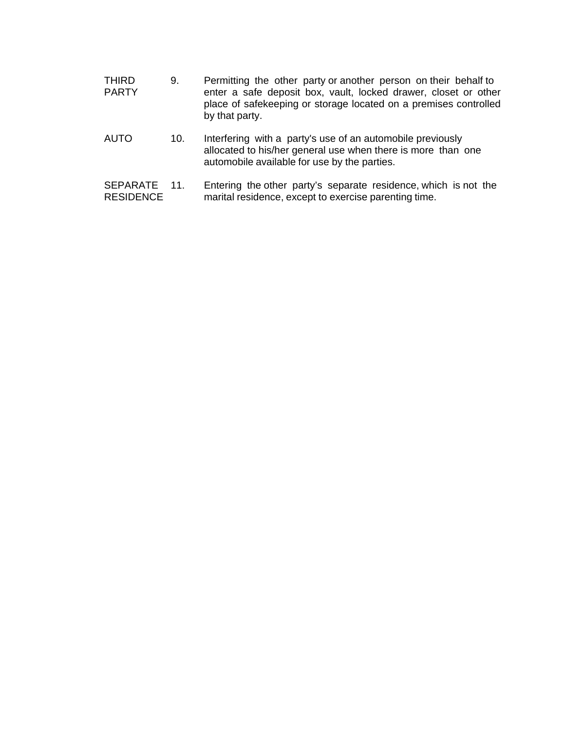| | | |
|---|---|---|
| THIRD PARTY | 9. | Permitting the other party or another person on their behalf to enter a safe deposit box, vault, locked drawer, closet or other place of safekeeping or storage located on a premises controlled by that party. |
| AUTO | 10. | Interfering with a party's use of an automobile previously allocated to his/her general use when there is more than one automobile available for use by the parties. |
| SEPARATE RESIDENCE | 11. | Entering the other party's separate residence, which is not the marital residence, except to exercise parenting time. |